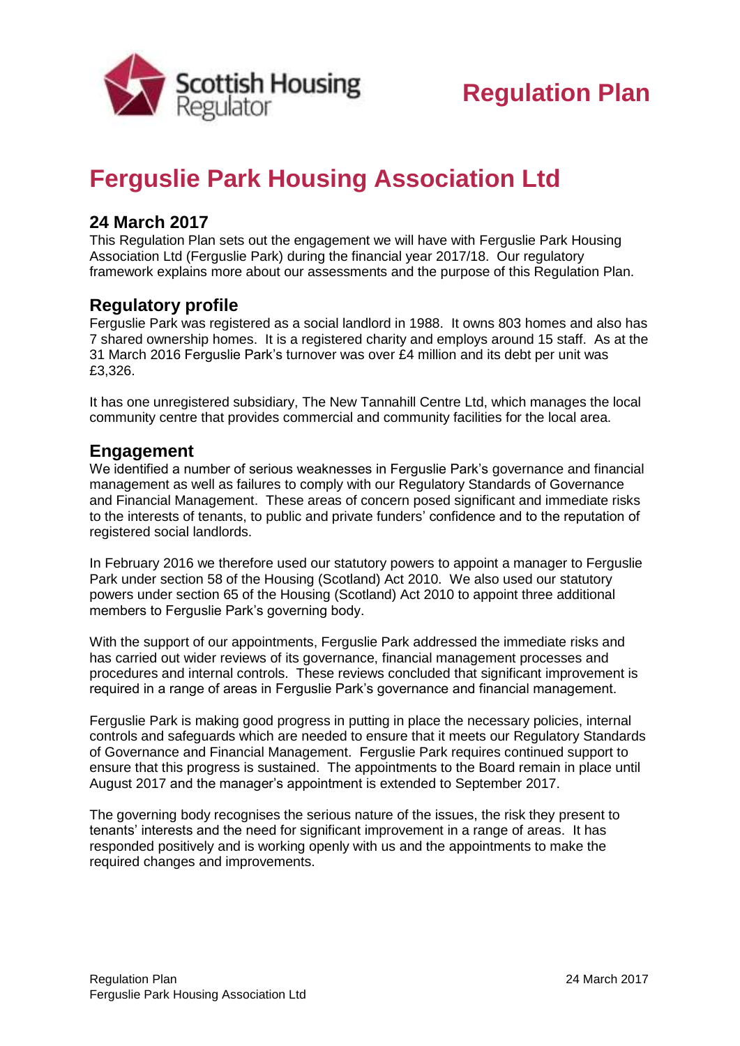Scottish Housing Regulator

# Regulation Plan

# Ferguslie Park Housing Association Ltd

## 24 March 2017

This Regulation Plan sets out the engagement we will have with Ferguslie Park Housing Association Ltd (Ferguslie Park) during the financial year 2017/18. Our regulatory framework explains more about our assessments and the purpose of this Regulation Plan.

## Regulatory profile

Ferguslie Park was registered as a social landlord in 1988. It owns 803 homes and also has 7 shared ownership homes. It is a registered charity and employs around 15 staff. As at the 31 March 2016 Ferguslie Park's turnover was over £4 million and its debt per unit was £3,326.

It has one unregistered subsidiary, The New Tannahill Centre Ltd, which manages the local community centre that provides commercial and community facilities for the local area.

## Engagement

We identified a number of serious weaknesses in Ferguslie Park's governance and financial management as well as failures to comply with our Regulatory Standards of Governance and Financial Management. These areas of concern posed significant and immediate risks to the interests of tenants, to public and private funders' confidence and to the reputation of registered social landlords.

In February 2016 we therefore used our statutory powers to appoint a manager to Ferguslie Park under section 58 of the Housing (Scotland) Act 2010. We also used our statutory powers under section 65 of the Housing (Scotland) Act 2010 to appoint three additional members to Ferguslie Park's governing body.

With the support of our appointments, Ferguslie Park addressed the immediate risks and has carried out wider reviews of its governance, financial management processes and procedures and internal controls. These reviews concluded that significant improvement is required in a range of areas in Ferguslie Park's governance and financial management.

Ferguslie Park is making good progress in putting in place the necessary policies, internal controls and safeguards which are needed to ensure that it meets our Regulatory Standards of Governance and Financial Management. Ferguslie Park requires continued support to ensure that this progress is sustained. The appointments to the Board remain in place until August 2017 and the manager's appointment is extended to September 2017.

The governing body recognises the serious nature of the issues, the risk they present to tenants' interests and the need for significant improvement in a range of areas. It has responded positively and is working openly with us and the appointments to make the required changes and improvements.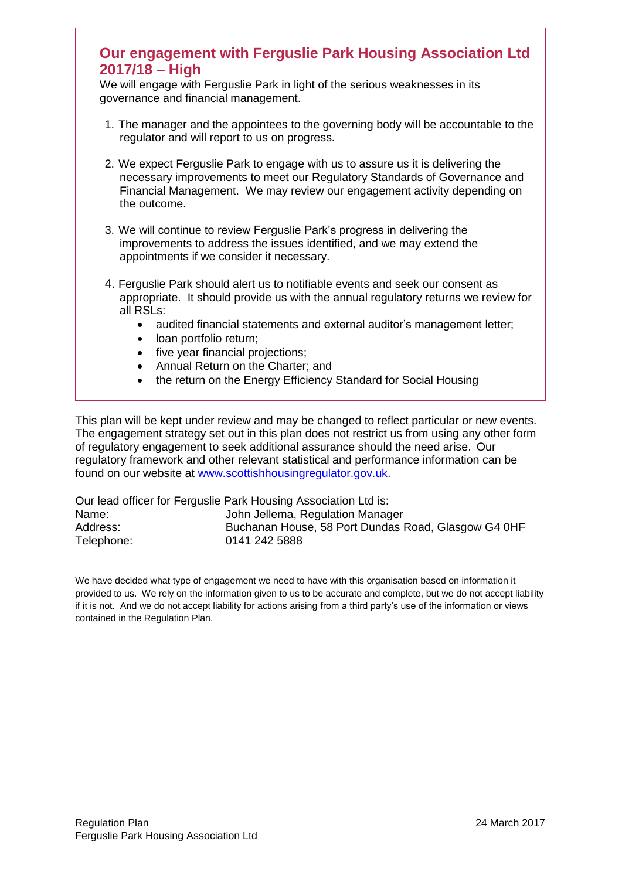## Our engagement with Ferguslie Park Housing Association Ltd 2017/18 – High

We will engage with Ferguslie Park in light of the serious weaknesses in its governance and financial management.

1. The manager and the appointees to the governing body will be accountable to the regulator and will report to us on progress.

2. We expect Ferguslie Park to engage with us to assure us it is delivering the necessary improvements to meet our Regulatory Standards of Governance and Financial Management. We may review our engagement activity depending on the outcome.

3. We will continue to review Ferguslie Park's progress in delivering the improvements to address the issues identified, and we may extend the appointments if we consider it necessary.

4. Ferguslie Park should alert us to notifiable events and seek our consent as appropriate. It should provide us with the annual regulatory returns we review for all RSLs:
   - audited financial statements and external auditor's management letter;
   - loan portfolio return;
   - five year financial projections;
   - Annual Return on the Charter; and
   - the return on the Energy Efficiency Standard for Social Housing

This plan will be kept under review and may be changed to reflect particular or new events. The engagement strategy set out in this plan does not restrict us from using any other form of regulatory engagement to seek additional assurance should the need arise. Our regulatory framework and other relevant statistical and performance information can be found on our website at www.scottishhousingregulator.gov.uk.

Our lead officer for Ferguslie Park Housing Association Ltd is:

| | |
|---|---|
| Name: | John Jellema, Regulation Manager |
| Address: | Buchanan House, 58 Port Dundas Road, Glasgow G4 0HF |
| Telephone: | 0141 242 5888 |

We have decided what type of engagement we need to have with this organisation based on information it provided to us. We rely on the information given to us to be accurate and complete, but we do not accept liability if it is not. And we do not accept liability for actions arising from a third party's use of the information or views contained in the Regulation Plan.